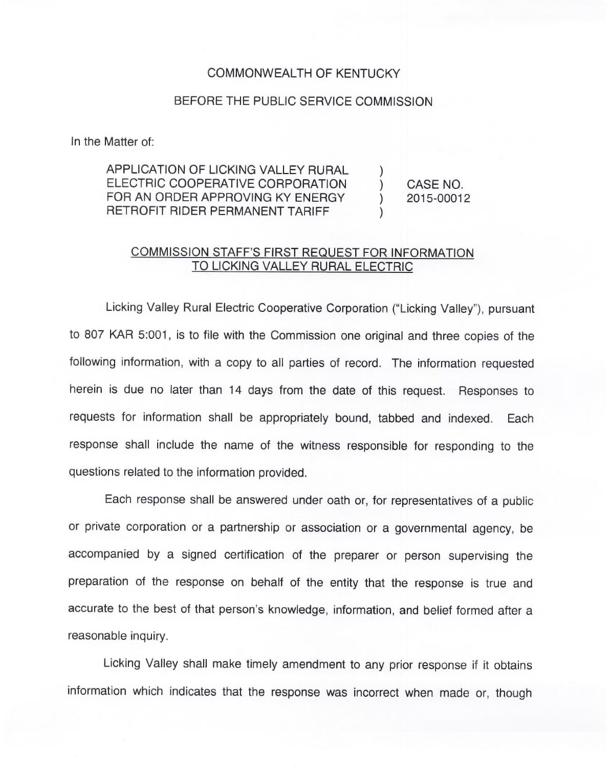COMMONWEALTH OF KENTUCKY

BEFORE THE PUBLIC SERVICE COMMISSION

In the Matter of:

| | | |
|---|---|---|
| APPLICATION OF LICKING VALLEY RURAL ELECTRIC COOPERATIVE CORPORATION FOR AN ORDER APPROVING KY ENERGY RETROFIT RIDER PERMANENT TARIFF | ) ) ) ) | CASE NO. 2015-00012 |

COMMISSION STAFF'S FIRST REQUEST FOR INFORMATION TO LICKING VALLEY RURAL ELECTRIC

Licking Valley Rural Electric Cooperative Corporation ("Licking Valley"), pursuant to 807 KAR 5:001, is to file with the Commission one original and three copies of the following information, with a copy to all parties of record. The information requested herein is due no later than 14 days from the date of this request. Responses to requests for information shall be appropriately bound, tabbed and indexed. Each response shall include the name of the witness responsible for responding to the questions related to the information provided.

Each response shall be answered under oath or, for representatives of a public or private corporation or a partnership or association or a governmental agency, be accompanied by a signed certification of the preparer or person supervising the preparation of the response on behalf of the entity that the response is true and accurate to the best of that person's knowledge, information, and belief formed after a reasonable inquiry.

Licking Valley shall make timely amendment to any prior response if it obtains information which indicates that the response was incorrect when made or, though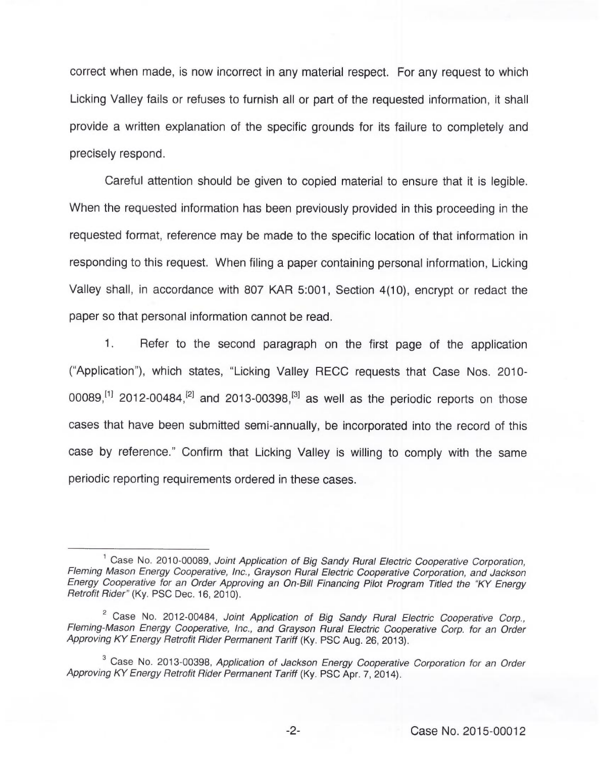correct when made, is now incorrect in any material respect. For any request to which Licking Valley fails or refuses to furnish all or part of the requested information, it shall provide a written explanation of the specific grounds for its failure to completely and precisely respond.

Careful attention should be given to copied material to ensure that it is legible. When the requested information has been previously provided in this proceeding in the requested format, reference may be made to the specific location of that information in responding to this request. When filing a paper containing personal information, Licking Valley shall, in accordance with 807 KAR 5:001, Section 4(10), encrypt or redact the paper so that personal information cannot be read.

1. Refer to the second paragraph on the first page of the application ("Application"), which states, "Licking Valley RECC requests that Case Nos. 2010-00089,[1] 2012-00484,[2] and 2013-00398,[3] as well as the periodic reports on those cases that have been submitted semi-annually, be incorporated into the record of this case by reference." Confirm that Licking Valley is willing to comply with the same periodic reporting requirements ordered in these cases.

---

[1] Case No. 2010-00089, *Joint Application of Big Sandy Rural Electric Cooperative Corporation, Fleming Mason Energy Cooperative, Inc., Grayson Rural Electric Cooperative Corporation, and Jackson Energy Cooperative for an Order Approving an On-Bill Financing Pilot Program Titled the "KY Energy Retrofit Rider"* (Ky. PSC Dec. 16, 2010).

[2] Case No. 2012-00484, *Joint Application of Big Sandy Rural Electric Cooperative Corp., Fleming-Mason Energy Cooperative, Inc., and Grayson Rural Electric Cooperative Corp. for an Order Approving KY Energy Retrofit Rider Permanent Tariff* (Ky. PSC Aug. 26, 2013).

[3] Case No. 2013-00398, *Application of Jackson Energy Cooperative Corporation for an Order Approving KY Energy Retrofit Rider Permanent Tariff* (Ky. PSC Apr. 7, 2014).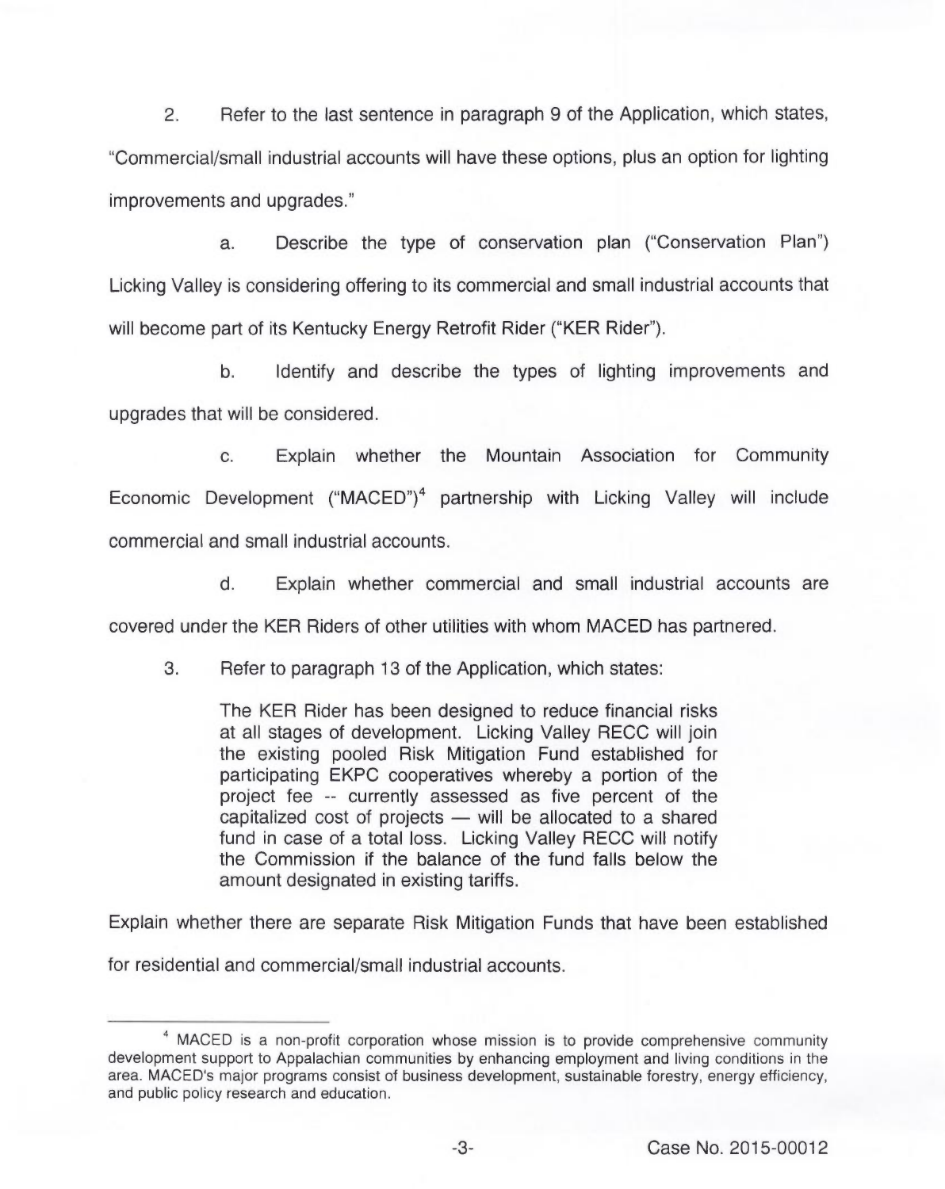2. Refer to the last sentence in paragraph 9 of the Application, which states, "Commercial/small industrial accounts will have these options, plus an option for lighting improvements and upgrades."

a. Describe the type of conservation plan ("Conservation Plan") Licking Valley is considering offering to its commercial and small industrial accounts that will become part of its Kentucky Energy Retrofit Rider ("KER Rider").

b. Identify and describe the types of lighting improvements and upgrades that will be considered.

c. Explain whether the Mountain Association for Community Economic Development ("MACED")[4] partnership with Licking Valley will include commercial and small industrial accounts.

d. Explain whether commercial and small industrial accounts are covered under the KER Riders of other utilities with whom MACED has partnered.

3. Refer to paragraph 13 of the Application, which states:

> The KER Rider has been designed to reduce financial risks at all stages of development. Licking Valley RECC will join the existing pooled Risk Mitigation Fund established for participating EKPC cooperatives whereby a portion of the project fee -- currently assessed as five percent of the capitalized cost of projects — will be allocated to a shared fund in case of a total loss. Licking Valley RECC will notify the Commission if the balance of the fund falls below the amount designated in existing tariffs.

Explain whether there are separate Risk Mitigation Funds that have been established for residential and commercial/small industrial accounts.

---

[4] MACED is a non-profit corporation whose mission is to provide comprehensive community development support to Appalachian communities by enhancing employment and living conditions in the area. MACED's major programs consist of business development, sustainable forestry, energy efficiency, and public policy research and education.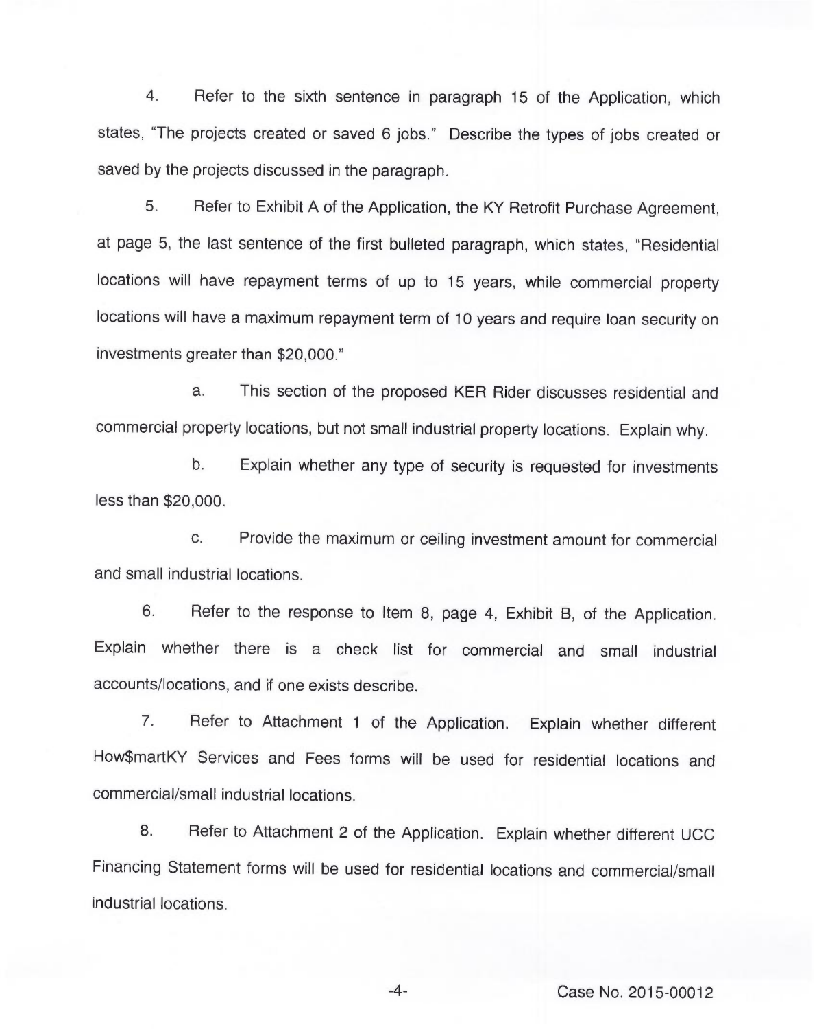4. Refer to the sixth sentence in paragraph 15 of the Application, which states, "The projects created or saved 6 jobs." Describe the types of jobs created or saved by the projects discussed in the paragraph.

5. Refer to Exhibit A of the Application, the KY Retrofit Purchase Agreement, at page 5, the last sentence of the first bulleted paragraph, which states, "Residential locations will have repayment terms of up to 15 years, while commercial property locations will have a maximum repayment term of 10 years and require loan security on investments greater than $20,000."

   a. This section of the proposed KER Rider discusses residential and commercial property locations, but not small industrial property locations. Explain why.

   b. Explain whether any type of security is requested for investments less than $20,000.

   c. Provide the maximum or ceiling investment amount for commercial and small industrial locations.

6. Refer to the response to Item 8, page 4, Exhibit B, of the Application. Explain whether there is a check list for commercial and small industrial accounts/locations, and if one exists describe.

7. Refer to Attachment 1 of the Application. Explain whether different How$martKY Services and Fees forms will be used for residential locations and commercial/small industrial locations.

8. Refer to Attachment 2 of the Application. Explain whether different UCC Financing Statement forms will be used for residential locations and commercial/small industrial locations.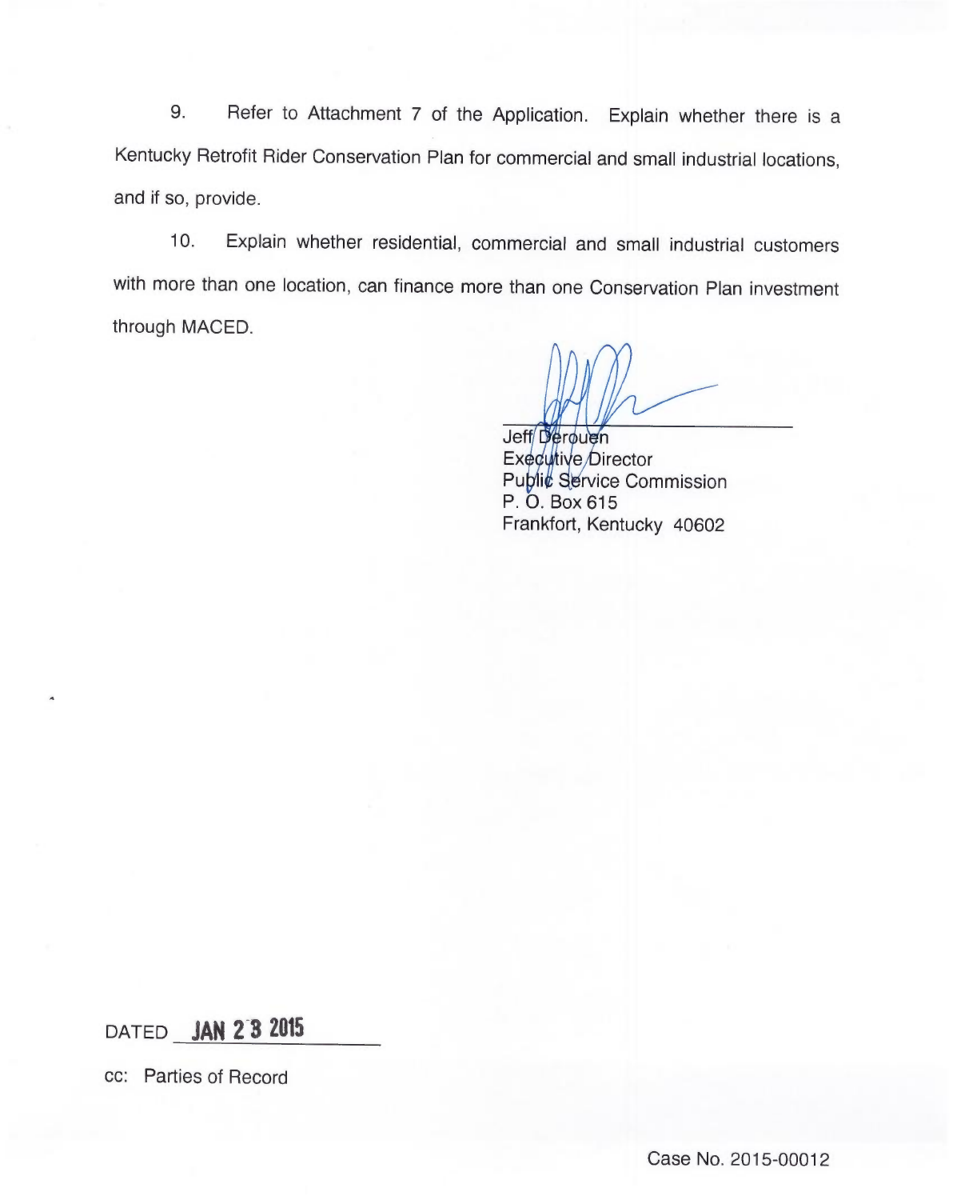9. Refer to Attachment 7 of the Application. Explain whether there is a Kentucky Retrofit Rider Conservation Plan for commercial and small industrial locations, and if so, provide.

10. Explain whether residential, commercial and small industrial customers with more than one location, can finance more than one Conservation Plan investment through MACED.

Jeff Derouen
Executive Director
Public Service Commission
P. O. Box 615
Frankfort, Kentucky 40602

DATED **JAN 23 2015**

cc: Parties of Record

Case No. 2015-00012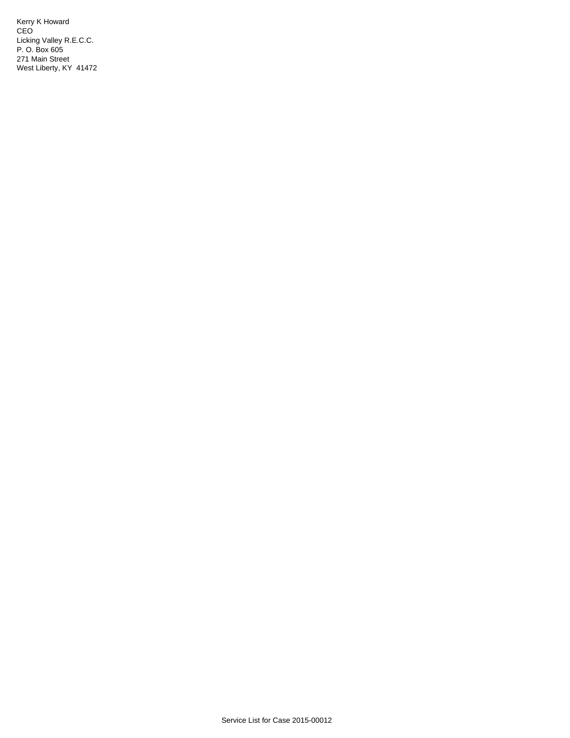Kerry K Howard
CEO
Licking Valley R.E.C.C.
P. O. Box 605
271 Main Street
West Liberty, KY 41472